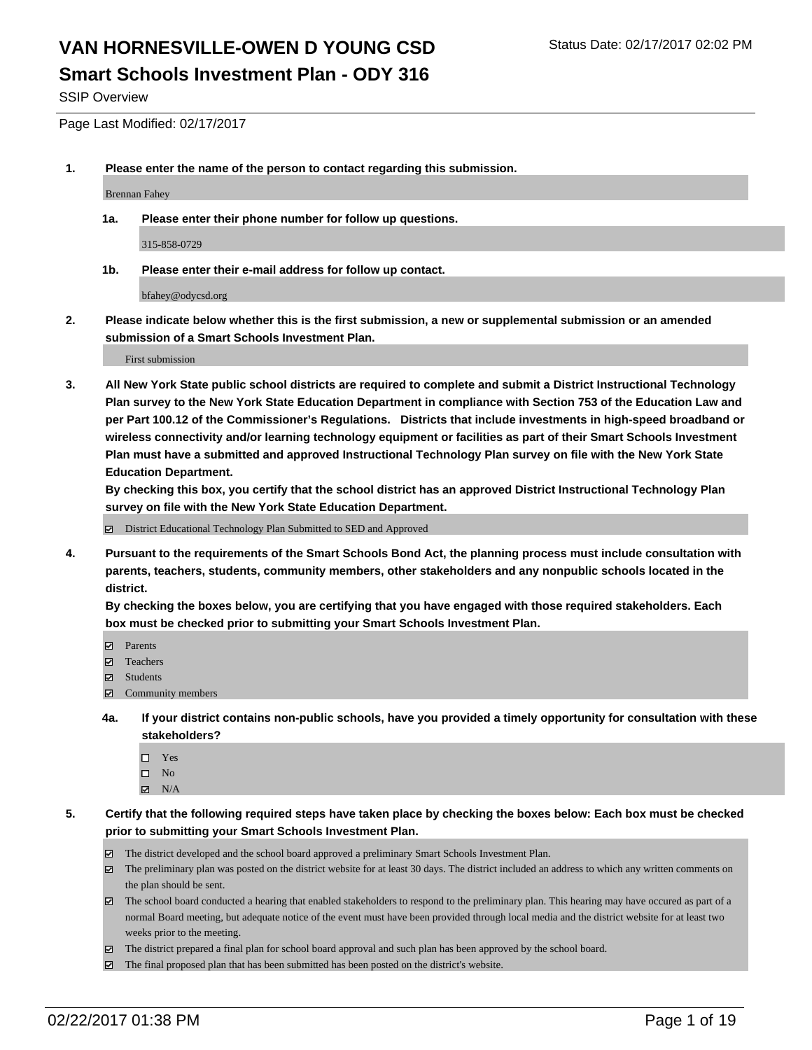# VAN HORNESVILLE-OWEN D YOUNG CSD

Status Date: 02/17/2017 02:02 PM

## Smart Schools Investment Plan - ODY 316

SSIP Overview

Page Last Modified: 02/17/2017

**1. Please enter the name of the person to contact regarding this submission.**

Brennan Fahey

**1a. Please enter their phone number for follow up questions.**

315-858-0729

**1b. Please enter their e-mail address for follow up contact.**

bfahey@odycsd.org

**2. Please indicate below whether this is the first submission, a new or supplemental submission or an amended submission of a Smart Schools Investment Plan.**

First submission

**3. All New York State public school districts are required to complete and submit a District Instructional Technology Plan survey to the New York State Education Department in compliance with Section 753 of the Education Law and per Part 100.12 of the Commissioner's Regulations. Districts that include investments in high-speed broadband or wireless connectivity and/or learning technology equipment or facilities as part of their Smart Schools Investment Plan must have a submitted and approved Instructional Technology Plan survey on file with the New York State Education Department.**
**By checking this box, you certify that the school district has an approved District Instructional Technology Plan survey on file with the New York State Education Department.**

- [x] District Educational Technology Plan Submitted to SED and Approved

**4. Pursuant to the requirements of the Smart Schools Bond Act, the planning process must include consultation with parents, teachers, students, community members, other stakeholders and any nonpublic schools located in the district.**
**By checking the boxes below, you are certifying that you have engaged with those required stakeholders. Each box must be checked prior to submitting your Smart Schools Investment Plan.**

- [x] Parents
- [x] Teachers
- [x] Students
- [x] Community members

**4a. If your district contains non-public schools, have you provided a timely opportunity for consultation with these stakeholders?**

- [ ] Yes
- [ ] No
- [x] N/A

**5. Certify that the following required steps have taken place by checking the boxes below: Each box must be checked prior to submitting your Smart Schools Investment Plan.**

- [x] The district developed and the school board approved a preliminary Smart Schools Investment Plan.
- [x] The preliminary plan was posted on the district website for at least 30 days. The district included an address to which any written comments on the plan should be sent.
- [x] The school board conducted a hearing that enabled stakeholders to respond to the preliminary plan. This hearing may have occured as part of a normal Board meeting, but adequate notice of the event must have been provided through local media and the district website for at least two weeks prior to the meeting.
- [x] The district prepared a final plan for school board approval and such plan has been approved by the school board.
- [x] The final proposed plan that has been submitted has been posted on the district's website.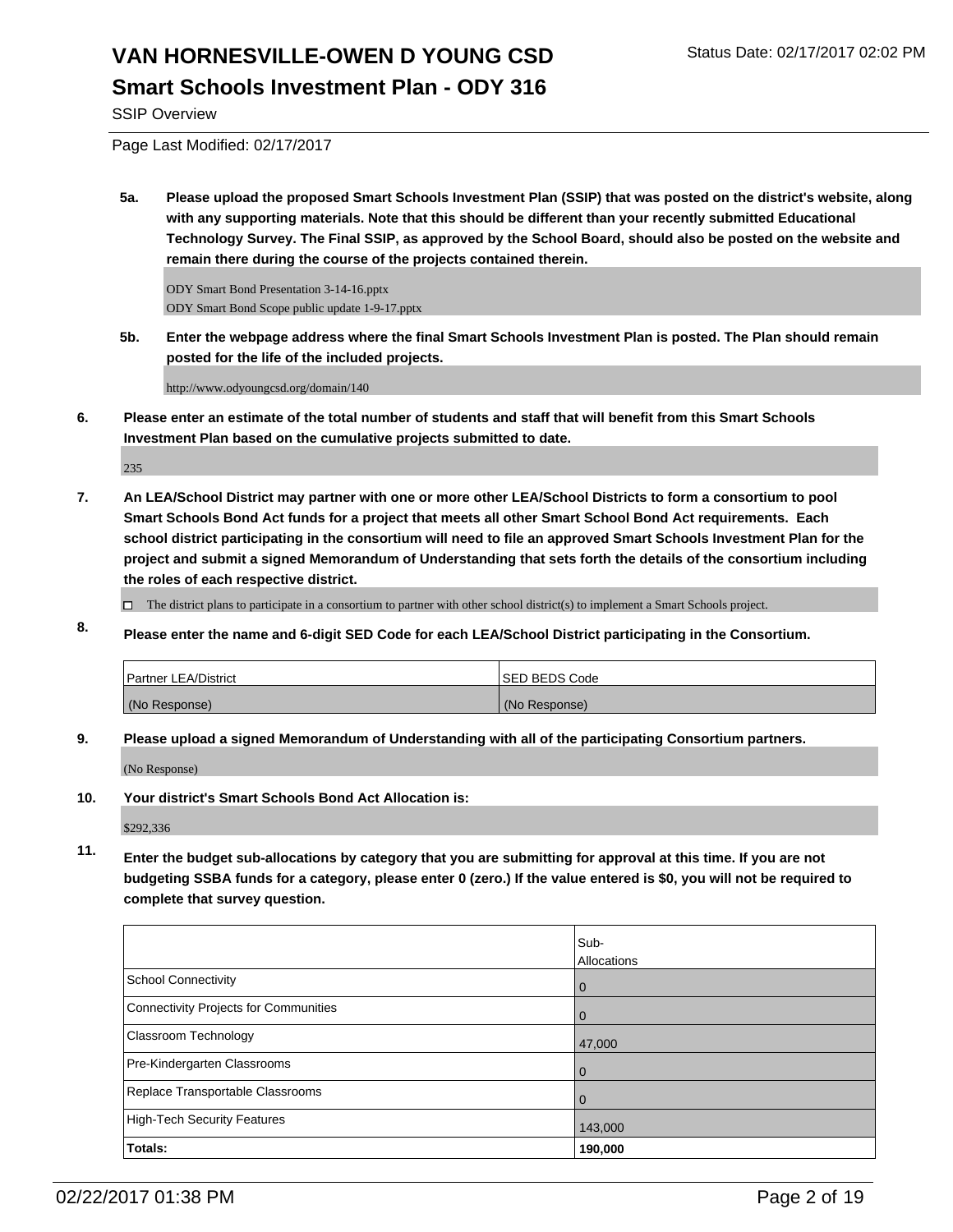# VAN HORNESVILLE-OWEN D YOUNG CSD

Status Date: 02/17/2017 02:02 PM

## Smart Schools Investment Plan - ODY 316

SSIP Overview

Page Last Modified: 02/17/2017

**5a. Please upload the proposed Smart Schools Investment Plan (SSIP) that was posted on the district's website, along with any supporting materials. Note that this should be different than your recently submitted Educational Technology Survey. The Final SSIP, as approved by the School Board, should also be posted on the website and remain there during the course of the projects contained therein.**

ODY Smart Bond Presentation 3-14-16.pptx
ODY Smart Bond Scope public update 1-9-17.pptx

**5b. Enter the webpage address where the final Smart Schools Investment Plan is posted. The Plan should remain posted for the life of the included projects.**

http://www.odyoungcsd.org/domain/140

**6. Please enter an estimate of the total number of students and staff that will benefit from this Smart Schools Investment Plan based on the cumulative projects submitted to date.**

235

**7. An LEA/School District may partner with one or more other LEA/School Districts to form a consortium to pool Smart Schools Bond Act funds for a project that meets all other Smart School Bond Act requirements. Each school district participating in the consortium will need to file an approved Smart Schools Investment Plan for the project and submit a signed Memorandum of Understanding that sets forth the details of the consortium including the roles of each respective district.**

☐ The district plans to participate in a consortium to partner with other school district(s) to implement a Smart Schools project.

**8. Please enter the name and 6-digit SED Code for each LEA/School District participating in the Consortium.**

| Partner LEA/District | SED BEDS Code |
|---|---|
| (No Response) | (No Response) |

**9. Please upload a signed Memorandum of Understanding with all of the participating Consortium partners.**

(No Response)

**10. Your district's Smart Schools Bond Act Allocation is:**

$292,336

**11. Enter the budget sub-allocations by category that you are submitting for approval at this time. If you are not budgeting SSBA funds for a category, please enter 0 (zero.) If the value entered is $0, you will not be required to complete that survey question.**

| | Sub-Allocations |
|---|---|
| School Connectivity | 0 |
| Connectivity Projects for Communities | 0 |
| Classroom Technology | 47,000 |
| Pre-Kindergarten Classrooms | 0 |
| Replace Transportable Classrooms | 0 |
| High-Tech Security Features | 143,000 |
| **Totals:** | **190,000** |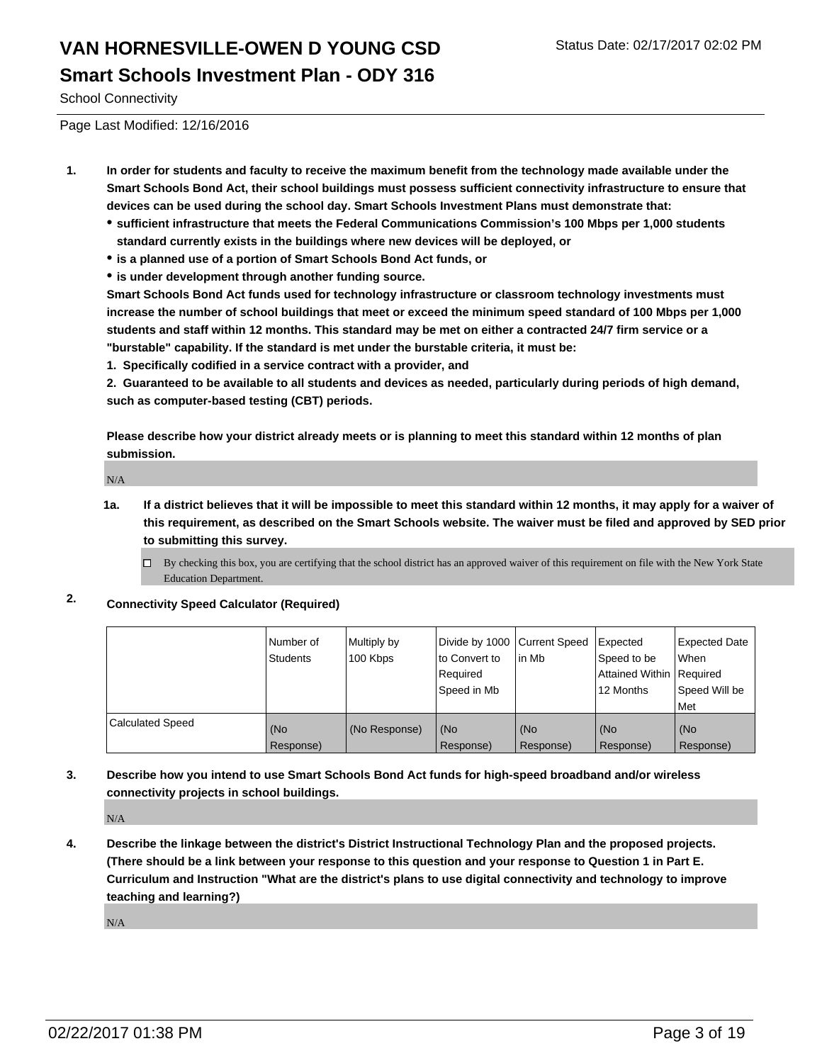# VAN HORNESVILLE-OWEN D YOUNG CSD

## Smart Schools Investment Plan - ODY 316

School Connectivity

Page Last Modified: 12/16/2016

1. **In order for students and faculty to receive the maximum benefit from the technology made available under the Smart Schools Bond Act, their school buildings must possess sufficient connectivity infrastructure to ensure that devices can be used during the school day. Smart Schools Investment Plans must demonstrate that:**
   - **sufficient infrastructure that meets the Federal Communications Commission's 100 Mbps per 1,000 students standard currently exists in the buildings where new devices will be deployed, or**
   - **is a planned use of a portion of Smart Schools Bond Act funds, or**
   - **is under development through another funding source.**

   **Smart Schools Bond Act funds used for technology infrastructure or classroom technology investments must increase the number of school buildings that meet or exceed the minimum speed standard of 100 Mbps per 1,000 students and staff within 12 months. This standard may be met on either a contracted 24/7 firm service or a "burstable" capability. If the standard is met under the burstable criteria, it must be:**

   **1. Specifically codified in a service contract with a provider, and**

   **2. Guaranteed to be available to all students and devices as needed, particularly during periods of high demand, such as computer-based testing (CBT) periods.**

   **Please describe how your district already meets or is planning to meet this standard within 12 months of plan submission.**

   N/A

   **1a. If a district believes that it will be impossible to meet this standard within 12 months, it may apply for a waiver of this requirement, as described on the Smart Schools website. The waiver must be filed and approved by SED prior to submitting this survey.**

   ☐ By checking this box, you are certifying that the school district has an approved waiver of this requirement on file with the New York State Education Department.

2. **Connectivity Speed Calculator (Required)**

|  | Number of Students | Multiply by 100 Kbps | Divide by 1000 to Convert to Required Speed in Mb | Current Speed in Mb | Expected Speed to be Attained Within 12 Months | Expected Date When Required Speed Will be Met |
|---|---|---|---|---|---|---|
| Calculated Speed | (No Response) | (No Response) | (No Response) | (No Response) | (No Response) | (No Response) |

3. **Describe how you intend to use Smart Schools Bond Act funds for high-speed broadband and/or wireless connectivity projects in school buildings.**

   N/A

4. **Describe the linkage between the district's District Instructional Technology Plan and the proposed projects. (There should be a link between your response to this question and your response to Question 1 in Part E. Curriculum and Instruction "What are the district's plans to use digital connectivity and technology to improve teaching and learning?)**

   N/A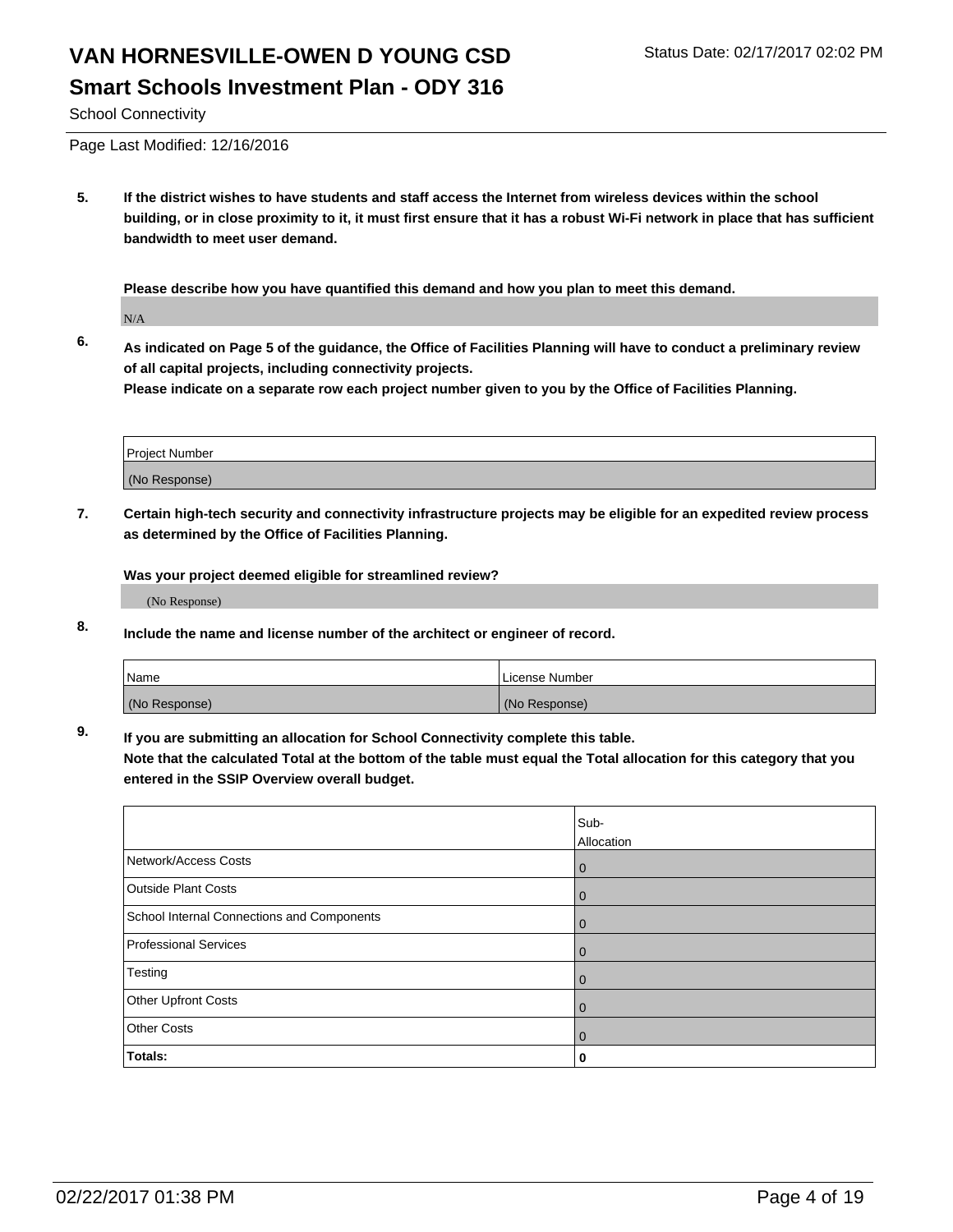# VAN HORNESVILLE-OWEN D YOUNG CSD

Status Date: 02/17/2017 02:02 PM

## Smart Schools Investment Plan - ODY 316

School Connectivity

Page Last Modified: 12/16/2016

**5. If the district wishes to have students and staff access the Internet from wireless devices within the school building, or in close proximity to it, it must first ensure that it has a robust Wi-Fi network in place that has sufficient bandwidth to meet user demand.**

**Please describe how you have quantified this demand and how you plan to meet this demand.**

N/A

**6. As indicated on Page 5 of the guidance, the Office of Facilities Planning will have to conduct a preliminary review of all capital projects, including connectivity projects.**
**Please indicate on a separate row each project number given to you by the Office of Facilities Planning.**

| Project Number |
| --- |
| (No Response) |

**7. Certain high-tech security and connectivity infrastructure projects may be eligible for an expedited review process as determined by the Office of Facilities Planning.**

**Was your project deemed eligible for streamlined review?**

(No Response)

**8. Include the name and license number of the architect or engineer of record.**

| Name | License Number |
| --- | --- |
| (No Response) | (No Response) |

**9. If you are submitting an allocation for School Connectivity complete this table.**
**Note that the calculated Total at the bottom of the table must equal the Total allocation for this category that you entered in the SSIP Overview overall budget.**

| | Sub-Allocation |
| --- | --- |
| Network/Access Costs | 0 |
| Outside Plant Costs | 0 |
| School Internal Connections and Components | 0 |
| Professional Services | 0 |
| Testing | 0 |
| Other Upfront Costs | 0 |
| Other Costs | 0 |
| **Totals:** | **0** |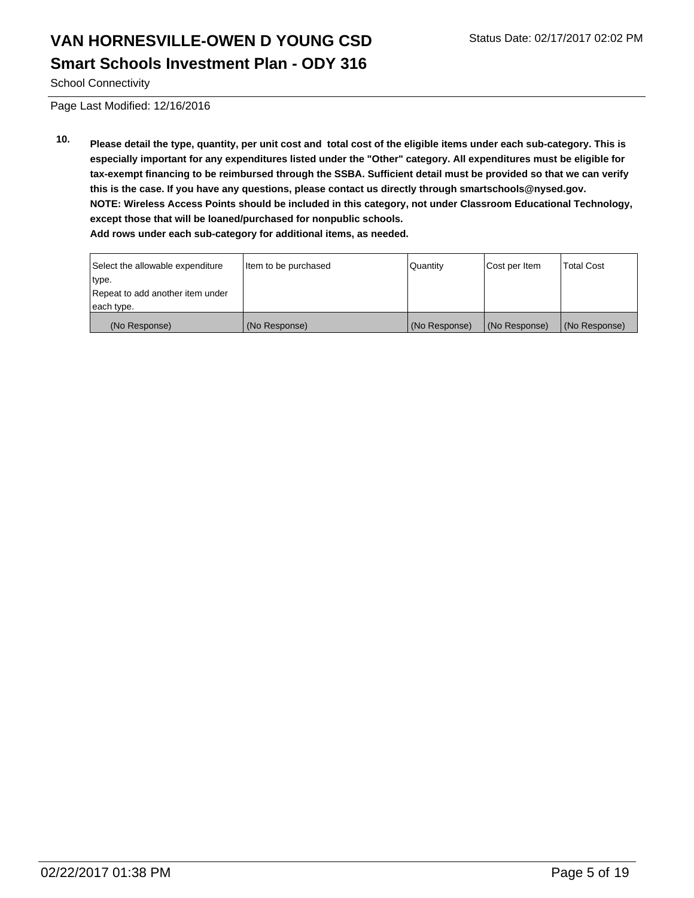School Connectivity

Page Last Modified: 12/16/2016

**10. Please detail the type, quantity, per unit cost and total cost of the eligible items under each sub-category. This is especially important for any expenditures listed under the "Other" category. All expenditures must be eligible for tax-exempt financing to be reimbursed through the SSBA. Sufficient detail must be provided so that we can verify this is the case. If you have any questions, please contact us directly through smartschools@nysed.gov.**
**NOTE: Wireless Access Points should be included in this category, not under Classroom Educational Technology, except those that will be loaned/purchased for nonpublic schools.**
**Add rows under each sub-category for additional items, as needed.**

| Select the allowable expenditure type. Repeat to add another item under each type. | Item to be purchased | Quantity | Cost per Item | Total Cost |
|---|---|---|---|---|
| (No Response) | (No Response) | (No Response) | (No Response) | (No Response) |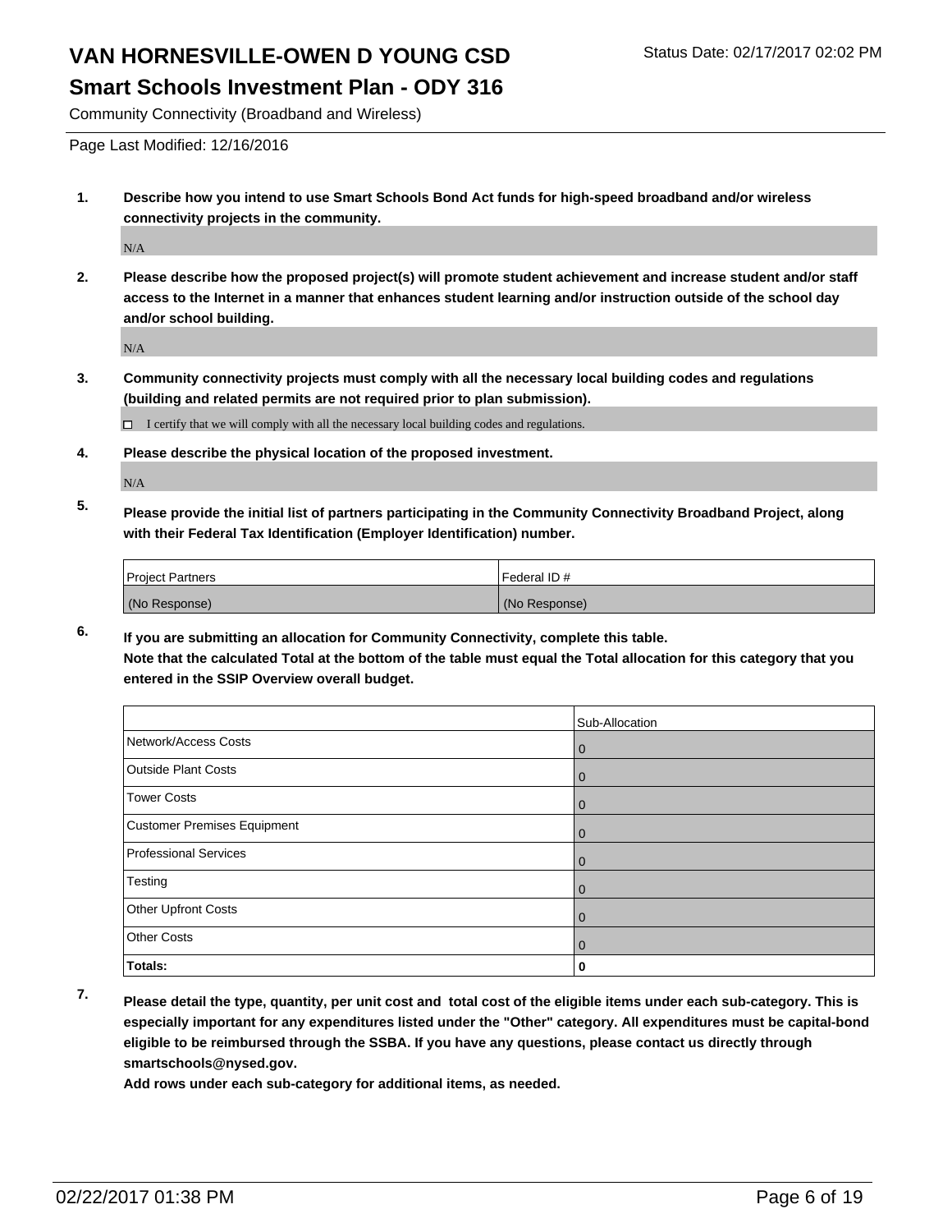# VAN HORNESVILLE-OWEN D YOUNG CSD

Status Date: 02/17/2017 02:02 PM

## Smart Schools Investment Plan - ODY 316

Community Connectivity (Broadband and Wireless)

Page Last Modified: 12/16/2016

**1. Describe how you intend to use Smart Schools Bond Act funds for high-speed broadband and/or wireless connectivity projects in the community.**

N/A

**2. Please describe how the proposed project(s) will promote student achievement and increase student and/or staff access to the Internet in a manner that enhances student learning and/or instruction outside of the school day and/or school building.**

N/A

**3. Community connectivity projects must comply with all the necessary local building codes and regulations (building and related permits are not required prior to plan submission).**

☐ I certify that we will comply with all the necessary local building codes and regulations.

**4. Please describe the physical location of the proposed investment.**

N/A

**5. Please provide the initial list of partners participating in the Community Connectivity Broadband Project, along with their Federal Tax Identification (Employer Identification) number.**

| Project Partners | Federal ID # |
|---|---|
| (No Response) | (No Response) |

**6. If you are submitting an allocation for Community Connectivity, complete this table.**
**Note that the calculated Total at the bottom of the table must equal the Total allocation for this category that you entered in the SSIP Overview overall budget.**

| | Sub-Allocation |
|---|---|
| Network/Access Costs | 0 |
| Outside Plant Costs | 0 |
| Tower Costs | 0 |
| Customer Premises Equipment | 0 |
| Professional Services | 0 |
| Testing | 0 |
| Other Upfront Costs | 0 |
| Other Costs | 0 |
| **Totals:** | **0** |

**7. Please detail the type, quantity, per unit cost and total cost of the eligible items under each sub-category. This is especially important for any expenditures listed under the "Other" category. All expenditures must be capital-bond eligible to be reimbursed through the SSBA. If you have any questions, please contact us directly through smartschools@nysed.gov.**

**Add rows under each sub-category for additional items, as needed.**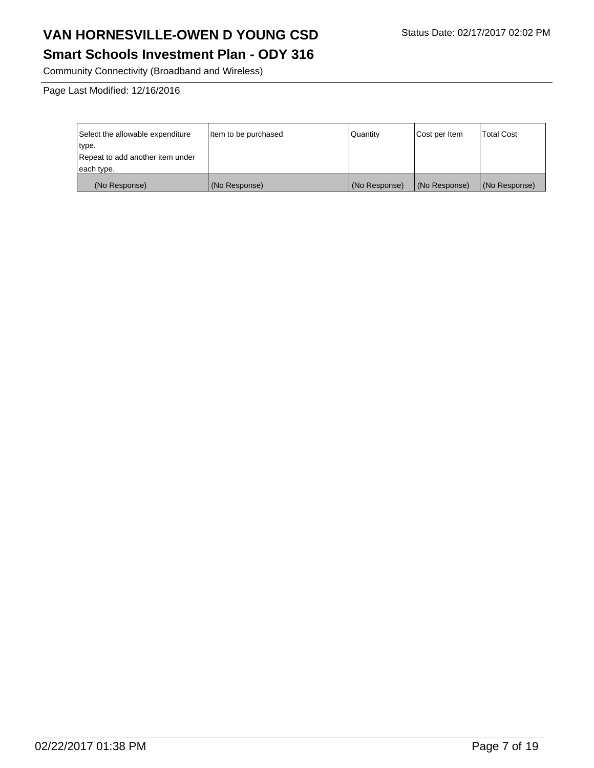# VAN HORNESVILLE-OWEN D YOUNG CSD

Status Date: 02/17/2017 02:02 PM

## Smart Schools Investment Plan - ODY 316

Community Connectivity (Broadband and Wireless)

Page Last Modified: 12/16/2016

| Select the allowable expenditure type. Repeat to add another item under each type. | Item to be purchased | Quantity | Cost per Item | Total Cost |
| --- | --- | --- | --- | --- |
| (No Response) | (No Response) | (No Response) | (No Response) | (No Response) |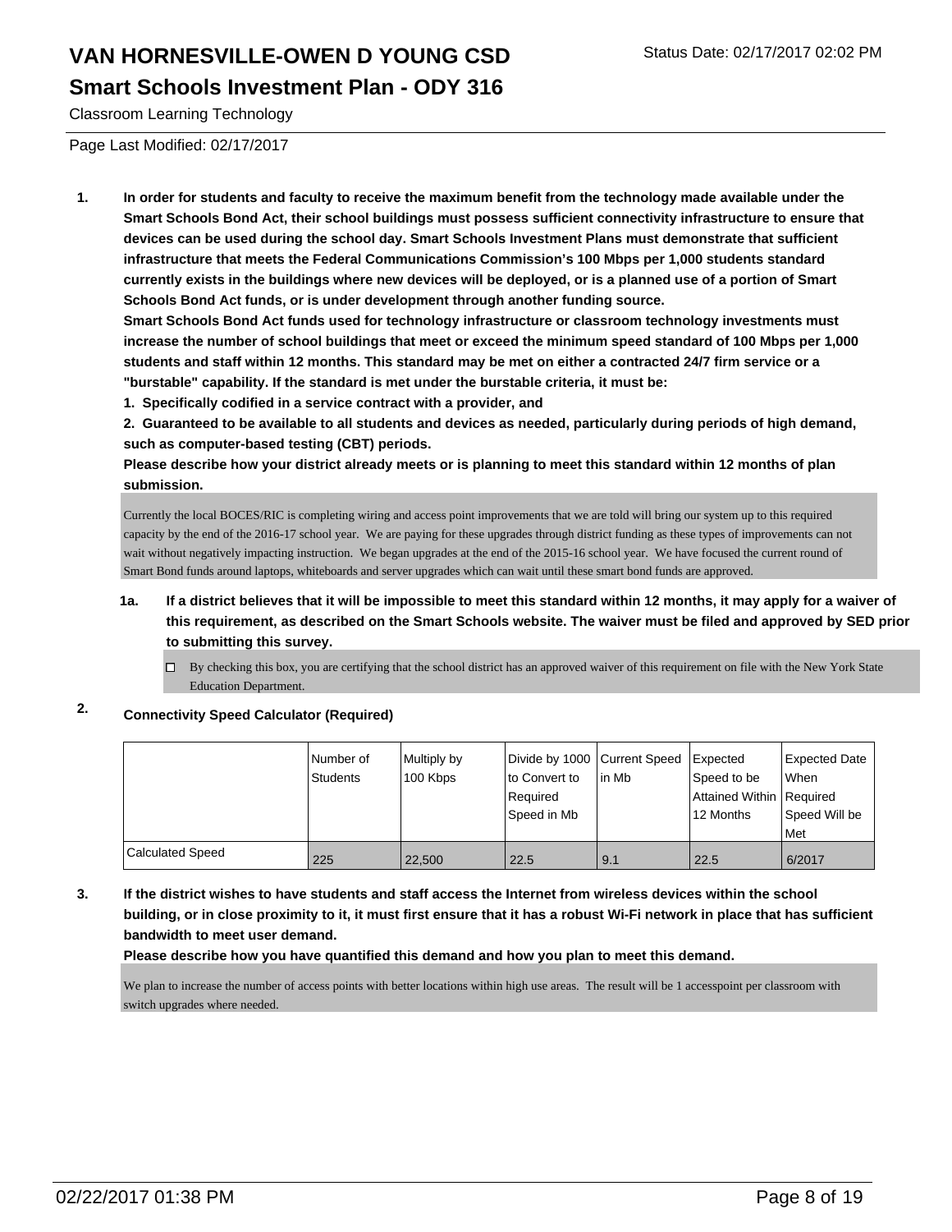# VAN HORNESVILLE-OWEN D YOUNG CSD

## Smart Schools Investment Plan - ODY 316

Classroom Learning Technology

Page Last Modified: 02/17/2017

**1. In order for students and faculty to receive the maximum benefit from the technology made available under the Smart Schools Bond Act, their school buildings must possess sufficient connectivity infrastructure to ensure that devices can be used during the school day. Smart Schools Investment Plans must demonstrate that sufficient infrastructure that meets the Federal Communications Commission's 100 Mbps per 1,000 students standard currently exists in the buildings where new devices will be deployed, or is a planned use of a portion of Smart Schools Bond Act funds, or is under development through another funding source.**

**Smart Schools Bond Act funds used for technology infrastructure or classroom technology investments must increase the number of school buildings that meet or exceed the minimum speed standard of 100 Mbps per 1,000 students and staff within 12 months. This standard may be met on either a contracted 24/7 firm service or a "burstable" capability. If the standard is met under the burstable criteria, it must be:**

**1. Specifically codified in a service contract with a provider, and**

**2. Guaranteed to be available to all students and devices as needed, particularly during periods of high demand, such as computer-based testing (CBT) periods.**

**Please describe how your district already meets or is planning to meet this standard within 12 months of plan submission.**

Currently the local BOCES/RIC is completing wiring and access point improvements that we are told will bring our system up to this required capacity by the end of the 2016-17 school year. We are paying for these upgrades through district funding as these types of improvements can not wait without negatively impacting instruction. We began upgrades at the end of the 2015-16 school year. We have focused the current round of Smart Bond funds around laptops, whiteboards and server upgrades which can wait until these smart bond funds are approved.

**1a. If a district believes that it will be impossible to meet this standard within 12 months, it may apply for a waiver of this requirement, as described on the Smart Schools website. The waiver must be filed and approved by SED prior to submitting this survey.**

☐ By checking this box, you are certifying that the school district has an approved waiver of this requirement on file with the New York State Education Department.

**2. Connectivity Speed Calculator (Required)**

| | Number of Students | Multiply by 100 Kbps | Divide by 1000 to Convert to Required Speed in Mb | Current Speed in Mb | Expected Speed to be Attained Within 12 Months | Expected Date When Required Speed Will be Met |
|---|---|---|---|---|---|---|
| Calculated Speed | 225 | 22,500 | 22.5 | 9.1 | 22.5 | 6/2017 |

**3. If the district wishes to have students and staff access the Internet from wireless devices within the school building, or in close proximity to it, it must first ensure that it has a robust Wi-Fi network in place that has sufficient bandwidth to meet user demand.**

**Please describe how you have quantified this demand and how you plan to meet this demand.**

We plan to increase the number of access points with better locations within high use areas. The result will be 1 accesspoint per classroom with switch upgrades where needed.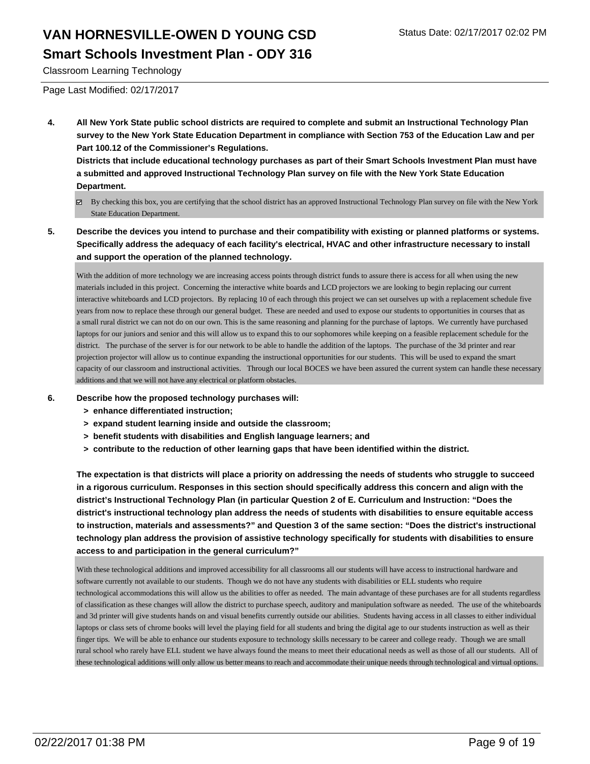# VAN HORNESVILLE-OWEN D YOUNG CSD

## Smart Schools Investment Plan - ODY 316

Classroom Learning Technology

Status Date: 02/17/2017 02:02 PM

Page Last Modified: 02/17/2017

**4. All New York State public school districts are required to complete and submit an Instructional Technology Plan survey to the New York State Education Department in compliance with Section 753 of the Education Law and per Part 100.12 of the Commissioner's Regulations.**

**Districts that include educational technology purchases as part of their Smart Schools Investment Plan must have a submitted and approved Instructional Technology Plan survey on file with the New York State Education Department.**

☑ By checking this box, you are certifying that the school district has an approved Instructional Technology Plan survey on file with the New York State Education Department.

**5. Describe the devices you intend to purchase and their compatibility with existing or planned platforms or systems. Specifically address the adequacy of each facility's electrical, HVAC and other infrastructure necessary to install and support the operation of the planned technology.**

With the addition of more technology we are increasing access points through district funds to assure there is access for all when using the new materials included in this project. Concerning the interactive white boards and LCD projectors we are looking to begin replacing our current interactive whiteboards and LCD projectors. By replacing 10 of each through this project we can set ourselves up with a replacement schedule five years from now to replace these through our general budget. These are needed and used to expose our students to opportunities in courses that as a small rural district we can not do on our own. This is the same reasoning and planning for the purchase of laptops. We currently have purchased laptops for our juniors and senior and this will allow us to expand this to our sophomores while keeping on a feasible replacement schedule for the district. The purchase of the server is for our network to be able to handle the addition of the laptops. The purchase of the 3d printer and rear projection projector will allow us to continue expanding the instructional opportunities for our students. This will be used to expand the smart capacity of our classroom and instructional activities. Through our local BOCES we have been assured the current system can handle these necessary additions and that we will not have any electrical or platform obstacles.

**6. Describe how the proposed technology purchases will:**

- **> enhance differentiated instruction;**
- **> expand student learning inside and outside the classroom;**
- **> benefit students with disabilities and English language learners; and**
- **> contribute to the reduction of other learning gaps that have been identified within the district.**

**The expectation is that districts will place a priority on addressing the needs of students who struggle to succeed in a rigorous curriculum. Responses in this section should specifically address this concern and align with the district's Instructional Technology Plan (in particular Question 2 of E. Curriculum and Instruction: "Does the district's instructional technology plan address the needs of students with disabilities to ensure equitable access to instruction, materials and assessments?" and Question 3 of the same section: "Does the district's instructional technology plan address the provision of assistive technology specifically for students with disabilities to ensure access to and participation in the general curriculum?"**

With these technological additions and improved accessibility for all classrooms all our students will have access to instructional hardware and software currently not available to our students. Though we do not have any students with disabilities or ELL students who require technological accommodations this will allow us the abilities to offer as needed. The main advantage of these purchases are for all students regardless of classification as these changes will allow the district to purchase speech, auditory and manipulation software as needed. The use of the whiteboards and 3d printer will give students hands on and visual benefits currently outside our abilities. Students having access in all classes to either individual laptops or class sets of chrome books will level the playing field for all students and bring the digital age to our students instruction as well as their finger tips. We will be able to enhance our students exposure to technology skills necessary to be career and college ready. Though we are small rural school who rarely have ELL student we have always found the means to meet their educational needs as well as those of all our students. All of these technological additions will only allow us better means to reach and accommodate their unique needs through technological and virtual options.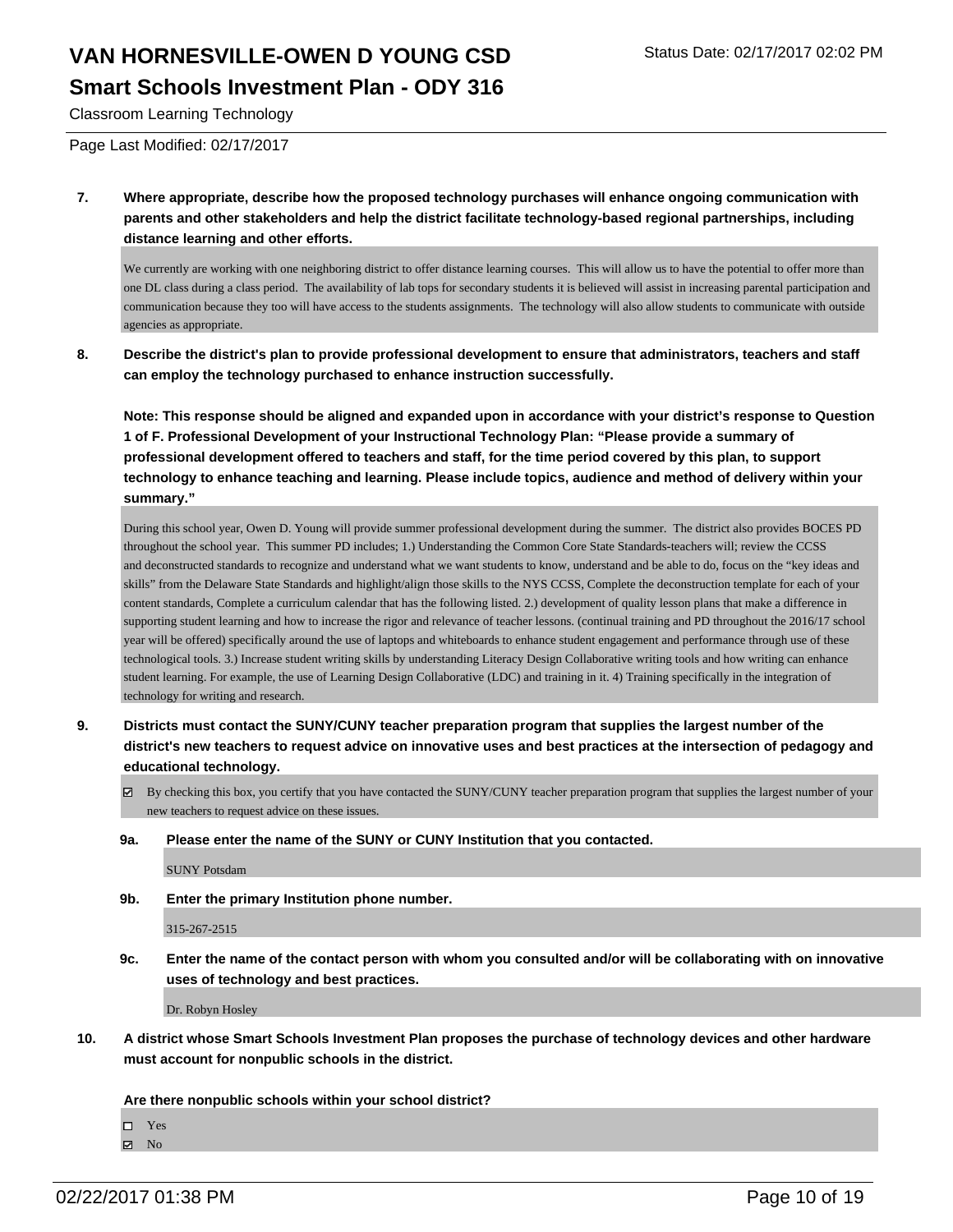Classroom Learning Technology

Page Last Modified: 02/17/2017

**7. Where appropriate, describe how the proposed technology purchases will enhance ongoing communication with parents and other stakeholders and help the district facilitate technology-based regional partnerships, including distance learning and other efforts.**

We currently are working with one neighboring district to offer distance learning courses. This will allow us to have the potential to offer more than one DL class during a class period. The availability of lab tops for secondary students it is believed will assist in increasing parental participation and communication because they too will have access to the students assignments. The technology will also allow students to communicate with outside agencies as appropriate.

**8. Describe the district's plan to provide professional development to ensure that administrators, teachers and staff can employ the technology purchased to enhance instruction successfully.**

**Note: This response should be aligned and expanded upon in accordance with your district's response to Question 1 of F. Professional Development of your Instructional Technology Plan: "Please provide a summary of professional development offered to teachers and staff, for the time period covered by this plan, to support technology to enhance teaching and learning. Please include topics, audience and method of delivery within your summary."**

During this school year, Owen D. Young will provide summer professional development during the summer. The district also provides BOCES PD throughout the school year. This summer PD includes; 1.) Understanding the Common Core State Standards-teachers will; review the CCSS and deconstructed standards to recognize and understand what we want students to know, understand and be able to do, focus on the "key ideas and skills" from the Delaware State Standards and highlight/align those skills to the NYS CCSS, Complete the deconstruction template for each of your content standards, Complete a curriculum calendar that has the following listed. 2.) development of quality lesson plans that make a difference in supporting student learning and how to increase the rigor and relevance of teacher lessons. (continual training and PD throughout the 2016/17 school year will be offered) specifically around the use of laptops and whiteboards to enhance student engagement and performance through use of these technological tools. 3.) Increase student writing skills by understanding Literacy Design Collaborative writing tools and how writing can enhance student learning. For example, the use of Learning Design Collaborative (LDC) and training in it. 4) Training specifically in the integration of technology for writing and research.

**9. Districts must contact the SUNY/CUNY teacher preparation program that supplies the largest number of the district's new teachers to request advice on innovative uses and best practices at the intersection of pedagogy and educational technology.**

☑ By checking this box, you certify that you have contacted the SUNY/CUNY teacher preparation program that supplies the largest number of your new teachers to request advice on these issues.

**9a. Please enter the name of the SUNY or CUNY Institution that you contacted.**

SUNY Potsdam

**9b. Enter the primary Institution phone number.**

315-267-2515

**9c. Enter the name of the contact person with whom you consulted and/or will be collaborating with on innovative uses of technology and best practices.**

Dr. Robyn Hosley

**10. A district whose Smart Schools Investment Plan proposes the purchase of technology devices and other hardware must account for nonpublic schools in the district.**

**Are there nonpublic schools within your school district?**

☐ Yes
☑ No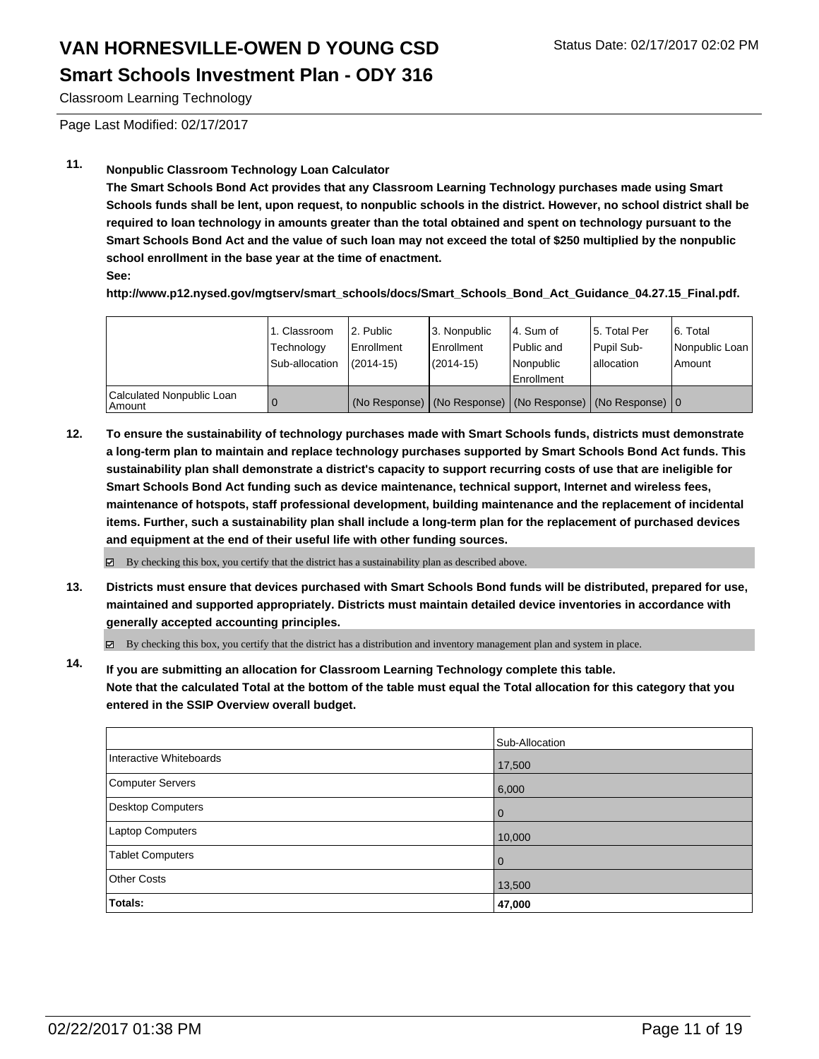# VAN HORNESVILLE-OWEN D YOUNG CSD

## Smart Schools Investment Plan - ODY 316

Classroom Learning Technology

Page Last Modified: 02/17/2017

**11. Nonpublic Classroom Technology Loan Calculator**

**The Smart Schools Bond Act provides that any Classroom Learning Technology purchases made using Smart Schools funds shall be lent, upon request, to nonpublic schools in the district. However, no school district shall be required to loan technology in amounts greater than the total obtained and spent on technology pursuant to the Smart Schools Bond Act and the value of such loan may not exceed the total of $250 multiplied by the nonpublic school enrollment in the base year at the time of enactment.**

**See:**

**http://www.p12.nysed.gov/mgtserv/smart_schools/docs/Smart_Schools_Bond_Act_Guidance_04.27.15_Final.pdf.**

| | 1. Classroom Technology Sub-allocation | 2. Public Enrollment (2014-15) | 3. Nonpublic Enrollment (2014-15) | 4. Sum of Public and Nonpublic Enrollment | 5. Total Per Pupil Sub-allocation | 6. Total Nonpublic Loan Amount |
|---|---|---|---|---|---|---|
| Calculated Nonpublic Loan Amount | 0 | (No Response) | (No Response) | (No Response) | (No Response) | 0 |

**12. To ensure the sustainability of technology purchases made with Smart Schools funds, districts must demonstrate a long-term plan to maintain and replace technology purchases supported by Smart Schools Bond Act funds. This sustainability plan shall demonstrate a district's capacity to support recurring costs of use that are ineligible for Smart Schools Bond Act funding such as device maintenance, technical support, Internet and wireless fees, maintenance of hotspots, staff professional development, building maintenance and the replacement of incidental items. Further, such a sustainability plan shall include a long-term plan for the replacement of purchased devices and equipment at the end of their useful life with other funding sources.**

☑ By checking this box, you certify that the district has a sustainability plan as described above.

**13. Districts must ensure that devices purchased with Smart Schools Bond funds will be distributed, prepared for use, maintained and supported appropriately. Districts must maintain detailed device inventories in accordance with generally accepted accounting principles.**

☑ By checking this box, you certify that the district has a distribution and inventory management plan and system in place.

**14. If you are submitting an allocation for Classroom Learning Technology complete this table. Note that the calculated Total at the bottom of the table must equal the Total allocation for this category that you entered in the SSIP Overview overall budget.**

| | Sub-Allocation |
|---|---|
| Interactive Whiteboards | 17,500 |
| Computer Servers | 6,000 |
| Desktop Computers | 0 |
| Laptop Computers | 10,000 |
| Tablet Computers | 0 |
| Other Costs | 13,500 |
| **Totals:** | **47,000** |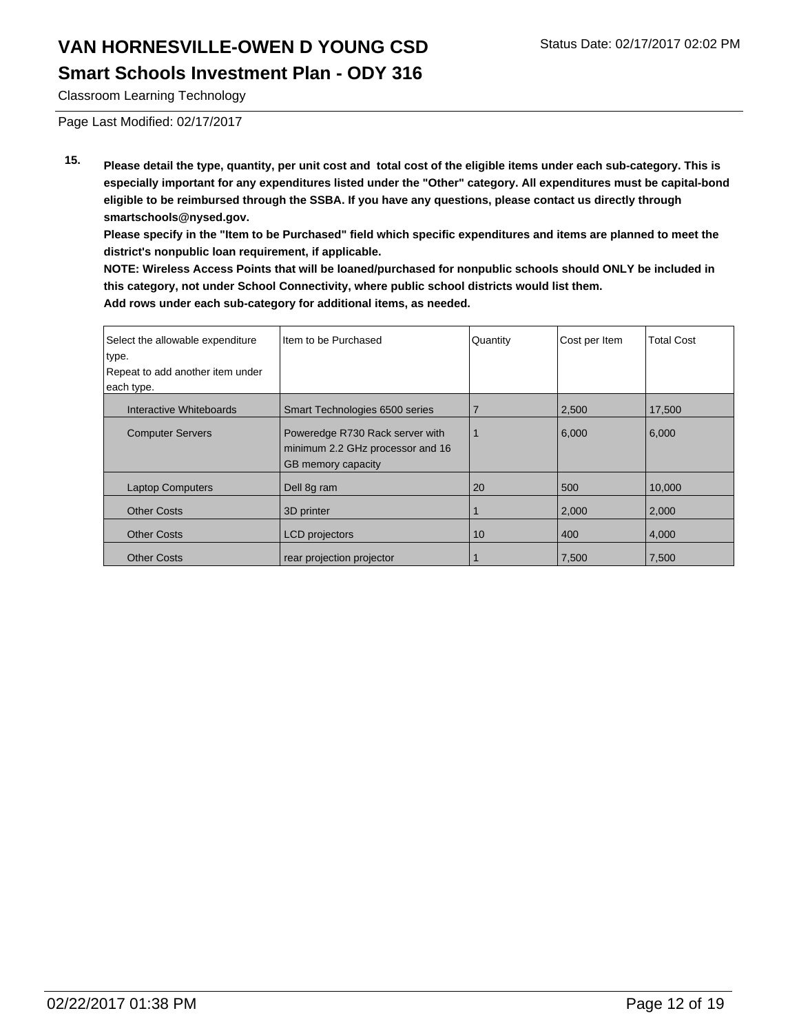# VAN HORNESVILLE-OWEN D YOUNG CSD

## Smart Schools Investment Plan - ODY 316

Classroom Learning Technology

Page Last Modified: 02/17/2017

**15. Please detail the type, quantity, per unit cost and total cost of the eligible items under each sub-category. This is especially important for any expenditures listed under the "Other" category. All expenditures must be capital-bond eligible to be reimbursed through the SSBA. If you have any questions, please contact us directly through smartschools@nysed.gov.**

**Please specify in the "Item to be Purchased" field which specific expenditures and items are planned to meet the district's nonpublic loan requirement, if applicable.**

**NOTE: Wireless Access Points that will be loaned/purchased for nonpublic schools should ONLY be included in this category, not under School Connectivity, where public school districts would list them.**

**Add rows under each sub-category for additional items, as needed.**

| Select the allowable expenditure type. Repeat to add another item under each type. | Item to be Purchased | Quantity | Cost per Item | Total Cost |
|---|---|---|---|---|
| Interactive Whiteboards | Smart Technologies 6500 series | 7 | 2,500 | 17,500 |
| Computer Servers | Poweredge R730 Rack server with minimum 2.2 GHz processor and 16 GB memory capacity | 1 | 6,000 | 6,000 |
| Laptop Computers | Dell 8g ram | 20 | 500 | 10,000 |
| Other Costs | 3D printer | 1 | 2,000 | 2,000 |
| Other Costs | LCD projectors | 10 | 400 | 4,000 |
| Other Costs | rear projection projector | 1 | 7,500 | 7,500 |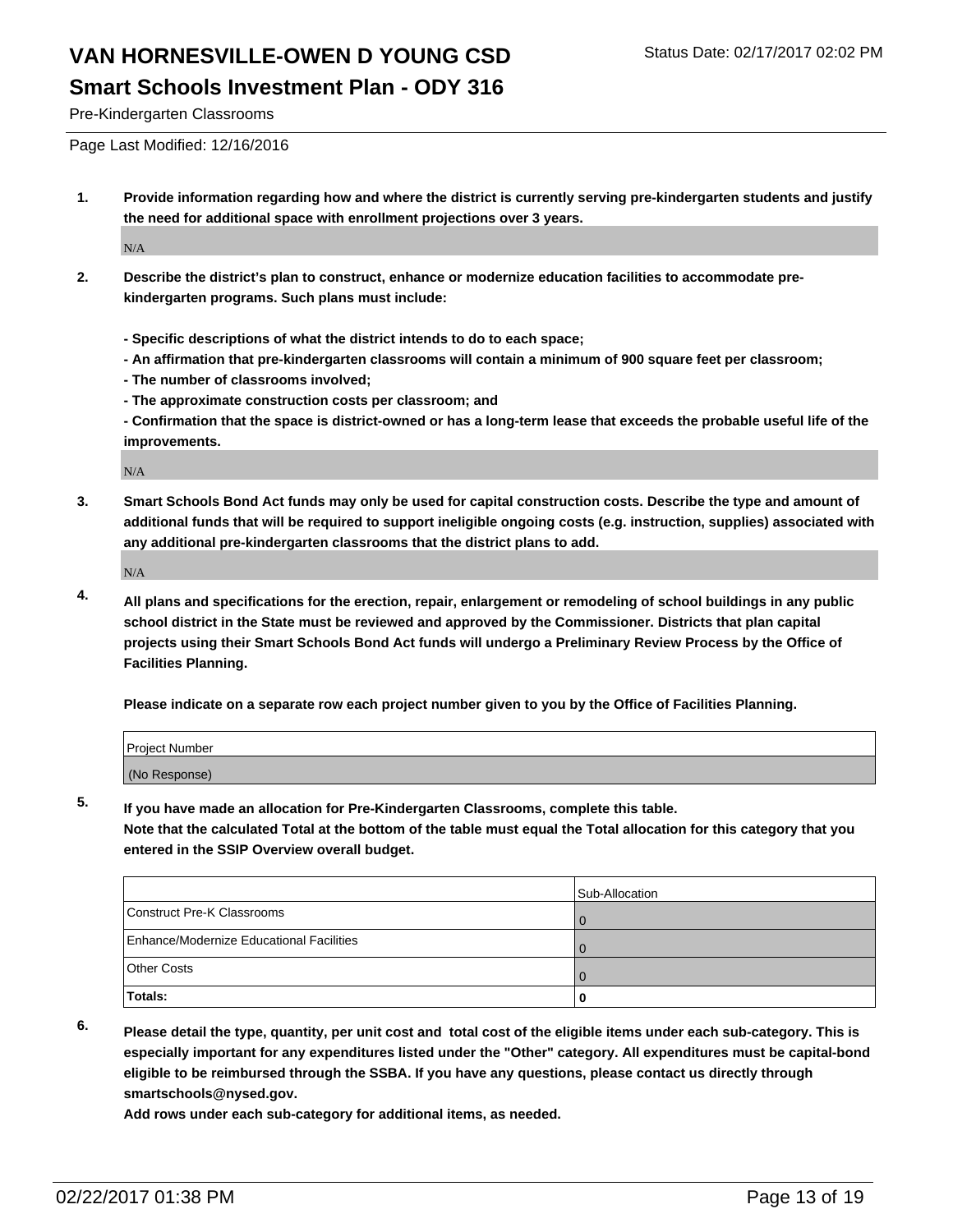Pre-Kindergarten Classrooms

Page Last Modified: 12/16/2016

1. **Provide information regarding how and where the district is currently serving pre-kindergarten students and justify the need for additional space with enrollment projections over 3 years.**

   N/A

2. **Describe the district's plan to construct, enhance or modernize education facilities to accommodate pre-kindergarten programs. Such plans must include:**

   **- Specific descriptions of what the district intends to do to each space;**
   **- An affirmation that pre-kindergarten classrooms will contain a minimum of 900 square feet per classroom;**
   **- The number of classrooms involved;**
   **- The approximate construction costs per classroom; and**
   **- Confirmation that the space is district-owned or has a long-term lease that exceeds the probable useful life of the improvements.**

   N/A

3. **Smart Schools Bond Act funds may only be used for capital construction costs. Describe the type and amount of additional funds that will be required to support ineligible ongoing costs (e.g. instruction, supplies) associated with any additional pre-kindergarten classrooms that the district plans to add.**

   N/A

4. **All plans and specifications for the erection, repair, enlargement or remodeling of school buildings in any public school district in the State must be reviewed and approved by the Commissioner. Districts that plan capital projects using their Smart Schools Bond Act funds will undergo a Preliminary Review Process by the Office of Facilities Planning.**

   **Please indicate on a separate row each project number given to you by the Office of Facilities Planning.**

| Project Number |
|---|
| (No Response) |

5. **If you have made an allocation for Pre-Kindergarten Classrooms, complete this table.**
   **Note that the calculated Total at the bottom of the table must equal the Total allocation for this category that you entered in the SSIP Overview overall budget.**

| | Sub-Allocation |
|---|---|
| Construct Pre-K Classrooms | 0 |
| Enhance/Modernize Educational Facilities | 0 |
| Other Costs | 0 |
| **Totals:** | **0** |

6. **Please detail the type, quantity, per unit cost and total cost of the eligible items under each sub-category. This is especially important for any expenditures listed under the "Other" category. All expenditures must be capital-bond eligible to be reimbursed through the SSBA. If you have any questions, please contact us directly through smartschools@nysed.gov.**
   **Add rows under each sub-category for additional items, as needed.**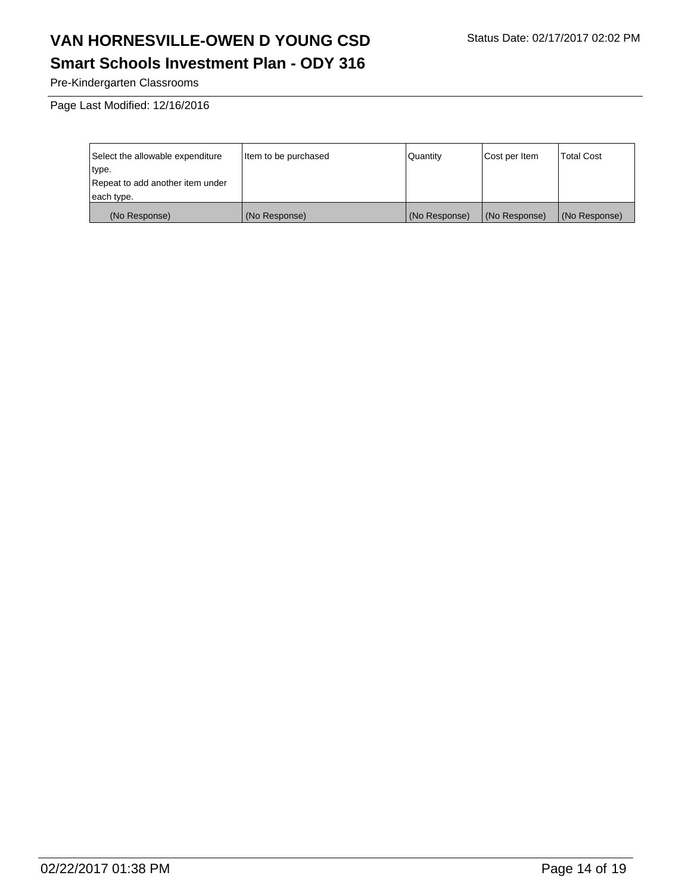Pre-Kindergarten Classrooms

Page Last Modified: 12/16/2016

| Select the allowable expenditure type. Repeat to add another item under each type. | Item to be purchased | Quantity | Cost per Item | Total Cost |
|---|---|---|---|---|
| (No Response) | (No Response) | (No Response) | (No Response) | (No Response) |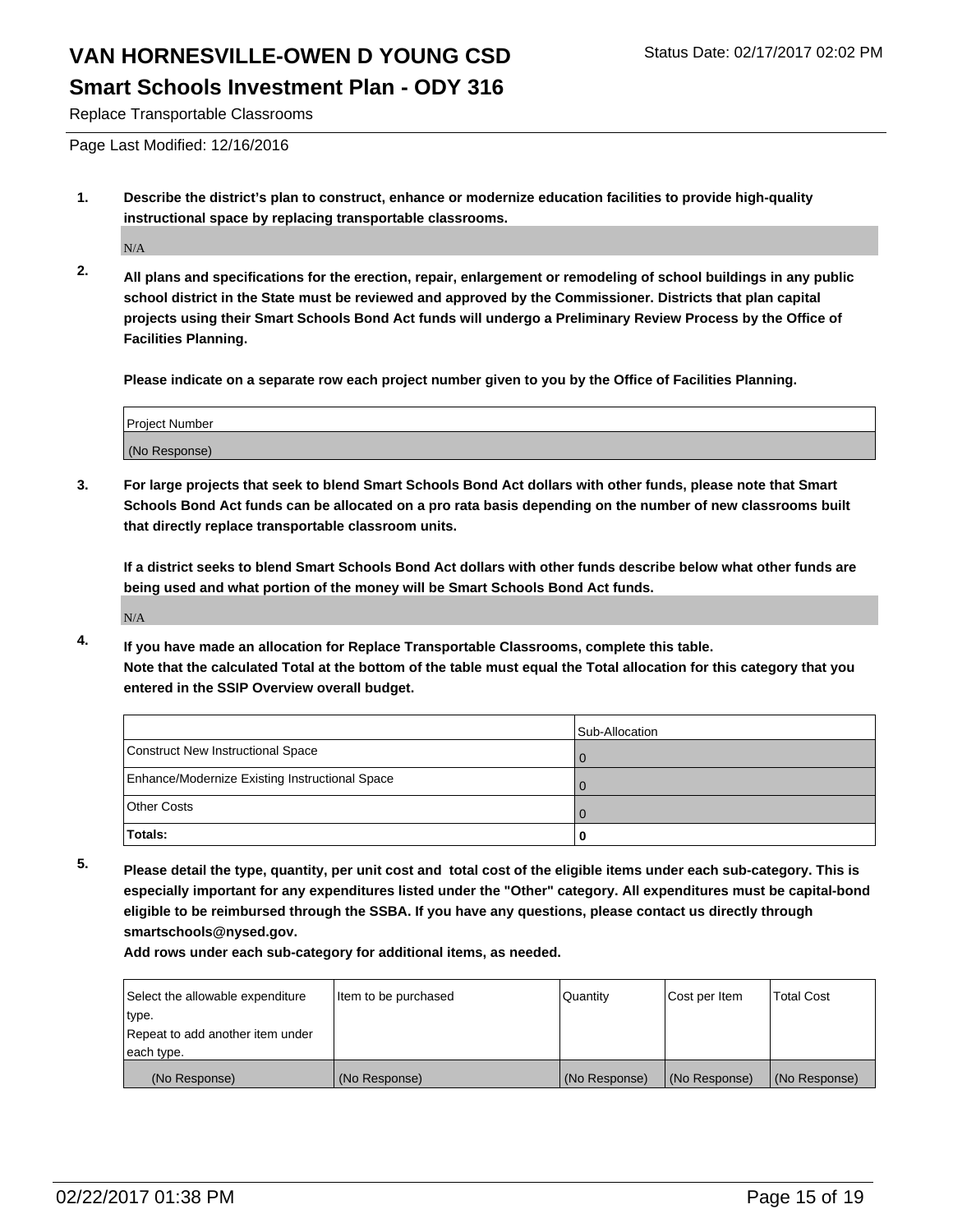# VAN HORNESVILLE-OWEN D YOUNG CSD

## Smart Schools Investment Plan - ODY 316

Replace Transportable Classrooms

Page Last Modified: 12/16/2016

**1. Describe the district's plan to construct, enhance or modernize education facilities to provide high-quality instructional space by replacing transportable classrooms.**

N/A

**2. All plans and specifications for the erection, repair, enlargement or remodeling of school buildings in any public school district in the State must be reviewed and approved by the Commissioner. Districts that plan capital projects using their Smart Schools Bond Act funds will undergo a Preliminary Review Process by the Office of Facilities Planning.**

**Please indicate on a separate row each project number given to you by the Office of Facilities Planning.**

| Project Number |
|---|
| (No Response) |

**3. For large projects that seek to blend Smart Schools Bond Act dollars with other funds, please note that Smart Schools Bond Act funds can be allocated on a pro rata basis depending on the number of new classrooms built that directly replace transportable classroom units.**

**If a district seeks to blend Smart Schools Bond Act dollars with other funds describe below what other funds are being used and what portion of the money will be Smart Schools Bond Act funds.**

N/A

**4. If you have made an allocation for Replace Transportable Classrooms, complete this table. Note that the calculated Total at the bottom of the table must equal the Total allocation for this category that you entered in the SSIP Overview overall budget.**

| | Sub-Allocation |
|---|---|
| Construct New Instructional Space | 0 |
| Enhance/Modernize Existing Instructional Space | 0 |
| Other Costs | 0 |
| **Totals:** | **0** |

**5. Please detail the type, quantity, per unit cost and total cost of the eligible items under each sub-category. This is especially important for any expenditures listed under the "Other" category. All expenditures must be capital-bond eligible to be reimbursed through the SSBA. If you have any questions, please contact us directly through smartschools@nysed.gov.**

**Add rows under each sub-category for additional items, as needed.**

| Select the allowable expenditure type. Repeat to add another item under each type. | Item to be purchased | Quantity | Cost per Item | Total Cost |
|---|---|---|---|---|
| (No Response) | (No Response) | (No Response) | (No Response) | (No Response) |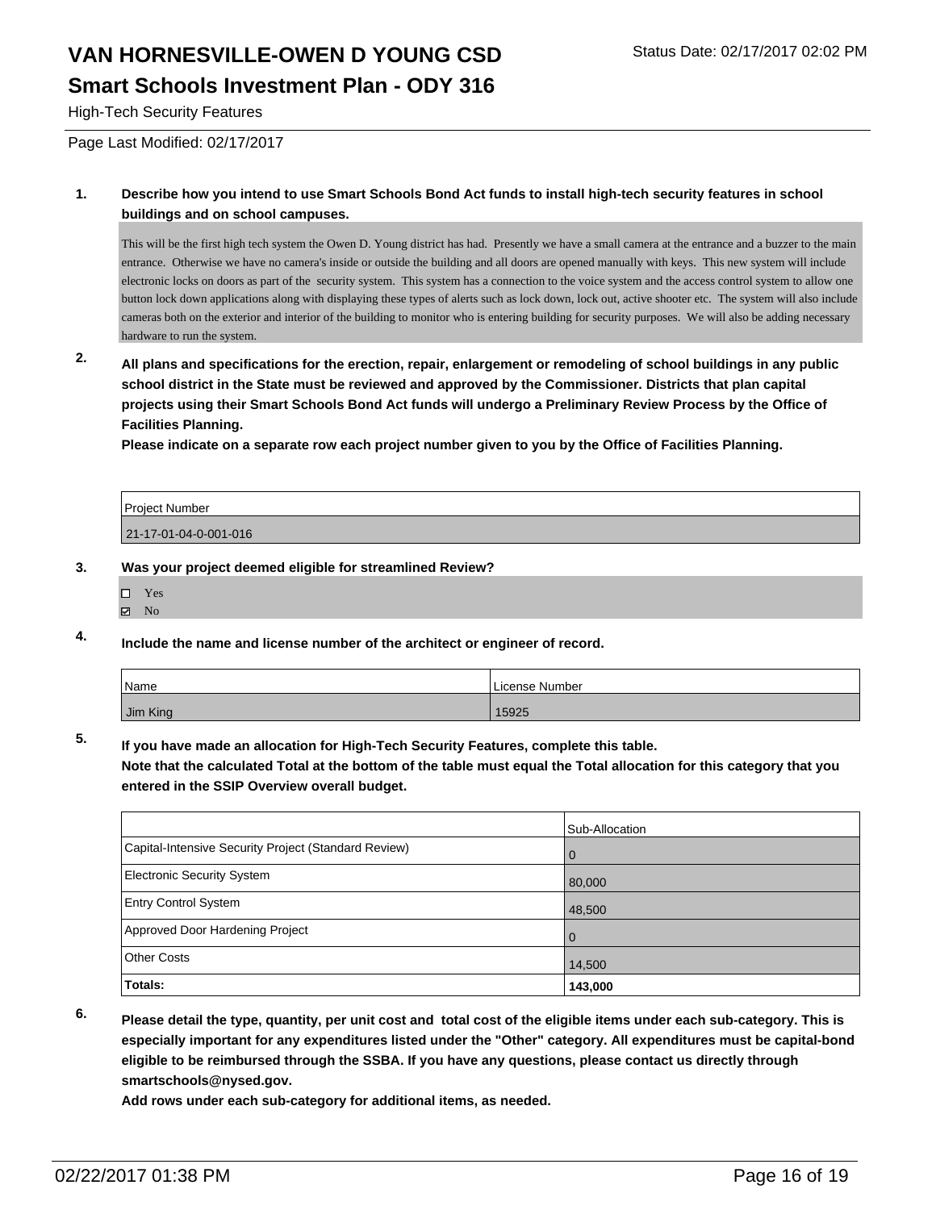# VAN HORNESVILLE-OWEN D YOUNG CSD

Status Date: 02/17/2017 02:02 PM

## Smart Schools Investment Plan - ODY 316

High-Tech Security Features

Page Last Modified: 02/17/2017

**1. Describe how you intend to use Smart Schools Bond Act funds to install high-tech security features in school buildings and on school campuses.**

This will be the first high tech system the Owen D. Young district has had. Presently we have a small camera at the entrance and a buzzer to the main entrance. Otherwise we have no camera's inside or outside the building and all doors are opened manually with keys. This new system will include electronic locks on doors as part of the security system. This system has a connection to the voice system and the access control system to allow one button lock down applications along with displaying these types of alerts such as lock down, lock out, active shooter etc. The system will also include cameras both on the exterior and interior of the building to monitor who is entering building for security purposes. We will also be adding necessary hardware to run the system.

**2. All plans and specifications for the erection, repair, enlargement or remodeling of school buildings in any public school district in the State must be reviewed and approved by the Commissioner. Districts that plan capital projects using their Smart Schools Bond Act funds will undergo a Preliminary Review Process by the Office of Facilities Planning.**

**Please indicate on a separate row each project number given to you by the Office of Facilities Planning.**

| Project Number |
|---|
| 21-17-01-04-0-001-016 |

**3. Was your project deemed eligible for streamlined Review?**

- ☐ Yes
- ☑ No

**4. Include the name and license number of the architect or engineer of record.**

| Name | License Number |
|---|---|
| Jim King | 15925 |

**5. If you have made an allocation for High-Tech Security Features, complete this table.**

**Note that the calculated Total at the bottom of the table must equal the Total allocation for this category that you entered in the SSIP Overview overall budget.**

| | Sub-Allocation |
|---|---|
| Capital-Intensive Security Project (Standard Review) | 0 |
| Electronic Security System | 80,000 |
| Entry Control System | 48,500 |
| Approved Door Hardening Project | 0 |
| Other Costs | 14,500 |
| **Totals:** | **143,000** |

**6. Please detail the type, quantity, per unit cost and total cost of the eligible items under each sub-category. This is especially important for any expenditures listed under the "Other" category. All expenditures must be capital-bond eligible to be reimbursed through the SSBA. If you have any questions, please contact us directly through smartschools@nysed.gov.**

**Add rows under each sub-category for additional items, as needed.**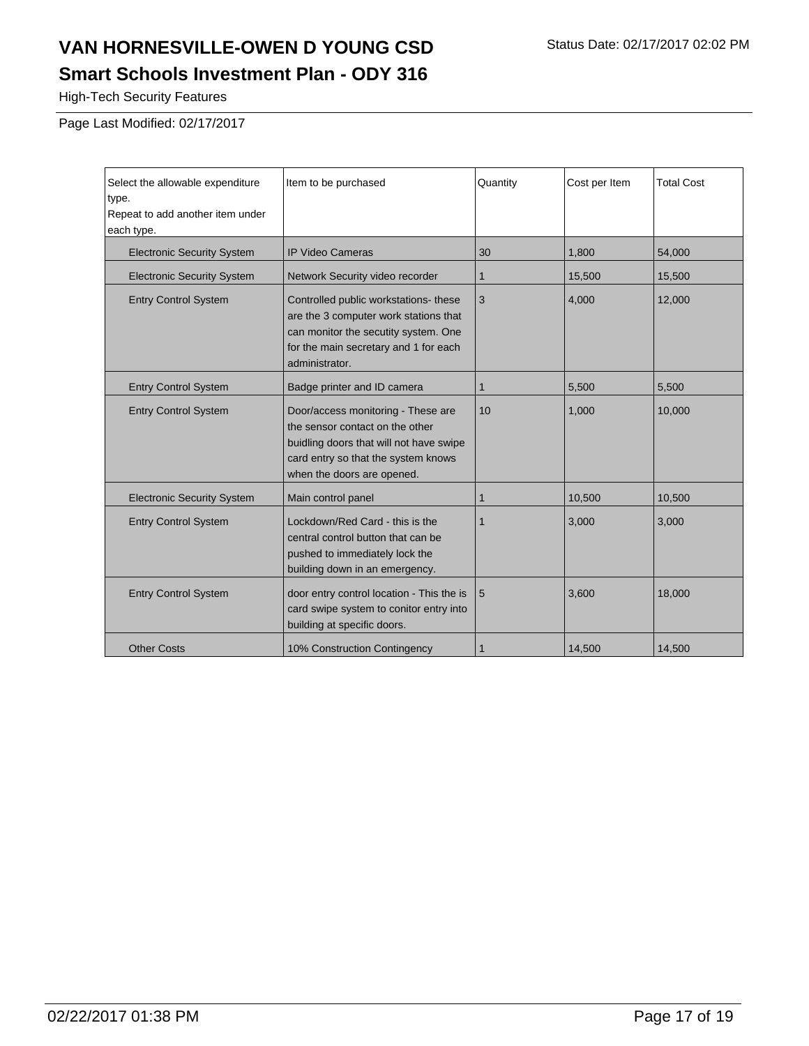# VAN HORNESVILLE-OWEN D YOUNG CSD

Status Date: 02/17/2017 02:02 PM

## Smart Schools Investment Plan - ODY 316

High-Tech Security Features

Page Last Modified: 02/17/2017

| Select the allowable expenditure type. Repeat to add another item under each type. | Item to be purchased | Quantity | Cost per Item | Total Cost |
|---|---|---|---|---|
| Electronic Security System | IP Video Cameras | 30 | 1,800 | 54,000 |
| Electronic Security System | Network Security video recorder | 1 | 15,500 | 15,500 |
| Entry Control System | Controlled public workstations- these are the 3 computer work stations that can monitor the secutity system. One for the main secretary and 1 for each administrator. | 3 | 4,000 | 12,000 |
| Entry Control System | Badge printer and ID camera | 1 | 5,500 | 5,500 |
| Entry Control System | Door/access monitoring - These are the sensor contact on the other buidling doors that will not have swipe card entry so that the system knows when the doors are opened. | 10 | 1,000 | 10,000 |
| Electronic Security System | Main control panel | 1 | 10,500 | 10,500 |
| Entry Control System | Lockdown/Red Card - this is the central control button that can be pushed to immediately lock the building down in an emergency. | 1 | 3,000 | 3,000 |
| Entry Control System | door entry control location - This the is card swipe system to conitor entry into building at specific doors. | 5 | 3,600 | 18,000 |
| Other Costs | 10% Construction Contingency | 1 | 14,500 | 14,500 |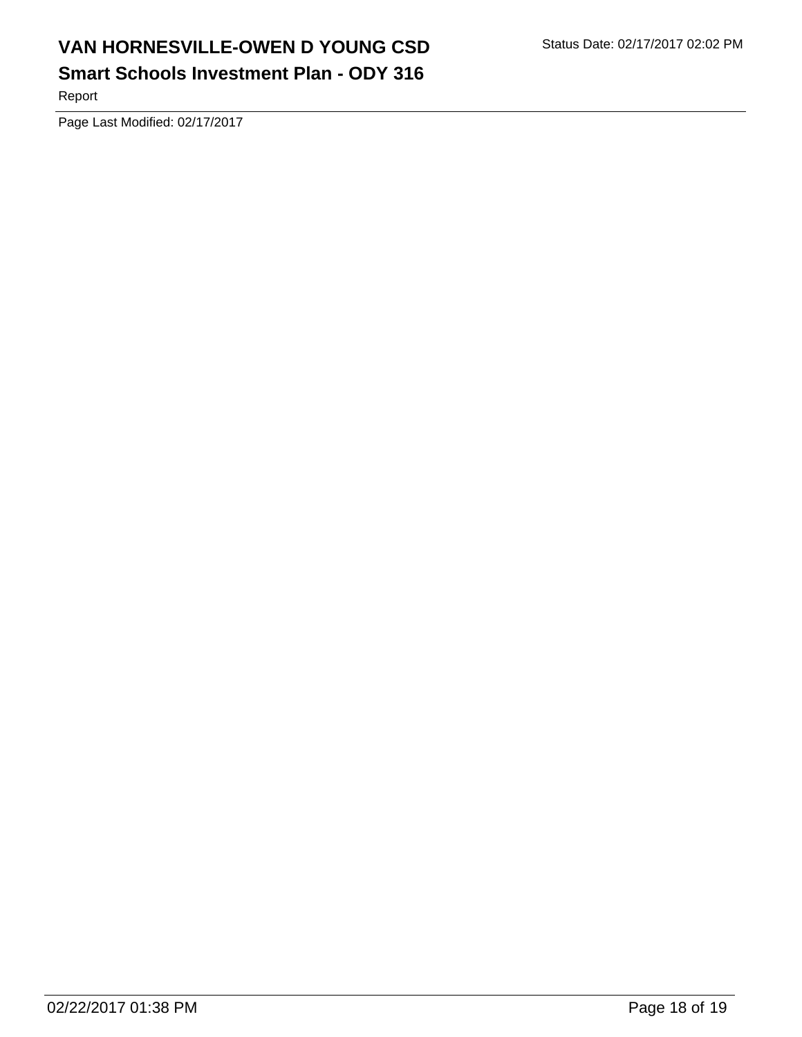Page Last Modified: 02/17/2017